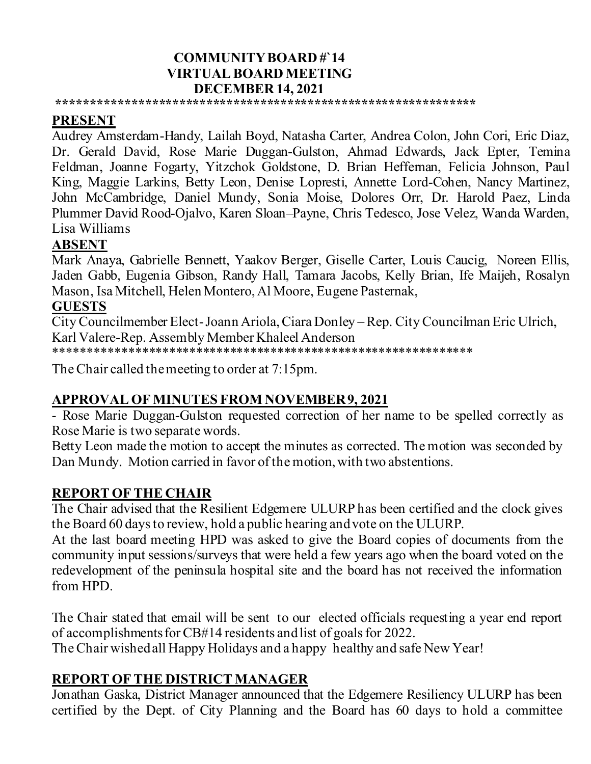# COMMUNITY BOARD #`14
## VIRTUAL BOARD MEETING
## DECEMBER 14, 2021

**************************************************************

**PRESENT**

Audrey Amsterdam-Handy, Lailah Boyd, Natasha Carter, Andrea Colon, John Cori, Eric Diaz, Dr. Gerald David, Rose Marie Duggan-Gulston, Ahmad Edwards, Jack Epter, Temina Feldman, Joanne Fogarty, Yitzchok Goldstone, D. Brian Heffernan, Felicia Johnson, Paul King, Maggie Larkins, Betty Leon, Denise Lopresti, Annette Lord-Cohen, Nancy Martinez, John McCambridge, Daniel Mundy, Sonia Moise, Dolores Orr, Dr. Harold Paez, Linda Plummer David Rood-Ojalvo, Karen Sloan–Payne, Chris Tedesco, Jose Velez, Wanda Warden, Lisa Williams

**ABSENT**

Mark Anaya, Gabrielle Bennett, Yaakov Berger, Giselle Carter, Louis Caucig, Noreen Ellis, Jaden Gabb, Eugenia Gibson, Randy Hall, Tamara Jacobs, Kelly Brian, Ife Maijeh, Rosalyn Mason, Isa Mitchell, Helen Montero, Al Moore, Eugene Pasternak,

**GUESTS**

City Councilmember Elect- Joann Ariola, Ciara Donley – Rep. City Councilman Eric Ulrich, Karl Valere-Rep. Assembly Member Khaleel Anderson

**************************************************************

The Chair called the meeting to order at 7:15pm.

**APPROVAL OF MINUTES FROM NOVEMBER 9, 2021**

- Rose Marie Duggan-Gulston requested correction of her name to be spelled correctly as Rose Marie is two separate words.

Betty Leon made the motion to accept the minutes as corrected. The motion was seconded by Dan Mundy. Motion carried in favor of the motion, with two abstentions.

**REPORT OF THE CHAIR**

The Chair advised that the Resilient Edgemere ULURP has been certified and the clock gives the Board 60 days to review, hold a public hearing and vote on the ULURP.

At the last board meeting HPD was asked to give the Board copies of documents from the community input sessions/surveys that were held a few years ago when the board voted on the redevelopment of the peninsula hospital site and the board has not received the information from HPD.

The Chair stated that email will be sent to our elected officials requesting a year end report of accomplishments for CB#14 residents and list of goals for 2022.

The Chair wished all Happy Holidays and a happy healthy and safe New Year!

**REPORT OF THE DISTRICT MANAGER**

Jonathan Gaska, District Manager announced that the Edgemere Resiliency ULURP has been certified by the Dept. of City Planning and the Board has 60 days to hold a committee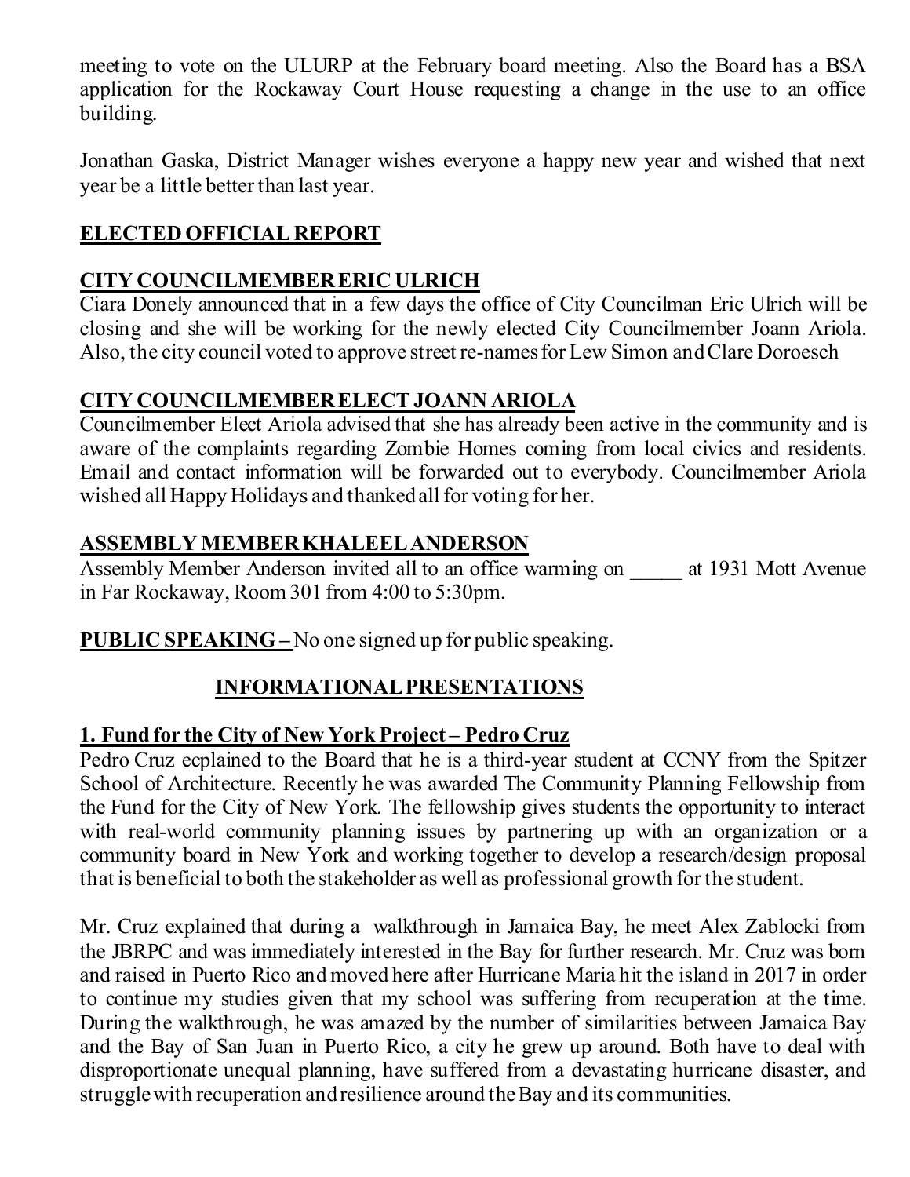meeting to vote on the ULURP at the February board meeting. Also the Board has a BSA application for the Rockaway Court House requesting a change in the use to an office building.

Jonathan Gaska, District Manager wishes everyone a happy new year and wished that next year be a little better than last year.

## ELECTED OFFICIAL REPORT

### CITY COUNCILMEMBER ERIC ULRICH

Ciara Donely announced that in a few days the office of City Councilman Eric Ulrich will be closing and she will be working for the newly elected City Councilmember Joann Ariola. Also, the city council voted to approve street re-names for Lew Simon and Clare Doroesch

### CITY COUNCILMEMBER ELECT JOANN ARIOLA

Councilmember Elect Ariola advised that she has already been active in the community and is aware of the complaints regarding Zombie Homes coming from local civics and residents. Email and contact information will be forwarded out to everybody. Councilmember Ariola wished all Happy Holidays and thanked all for voting for her.

### ASSEMBLY MEMBER KHALEEL ANDERSON

Assembly Member Anderson invited all to an office warming on _____ at 1931 Mott Avenue in Far Rockaway, Room 301 from 4:00 to 5:30pm.

**PUBLIC SPEAKING –** No one signed up for public speaking.

## INFORMATIONAL PRESENTATIONS

### 1. Fund for the City of New York Project – Pedro Cruz

Pedro Cruz ecplained to the Board that he is a third-year student at CCNY from the Spitzer School of Architecture. Recently he was awarded The Community Planning Fellowship from the Fund for the City of New York. The fellowship gives students the opportunity to interact with real-world community planning issues by partnering up with an organization or a community board in New York and working together to develop a research/design proposal that is beneficial to both the stakeholder as well as professional growth for the student.

Mr. Cruz explained that during a walkthrough in Jamaica Bay, he meet Alex Zablocki from the JBRPC and was immediately interested in the Bay for further research. Mr. Cruz was born and raised in Puerto Rico and moved here after Hurricane Maria hit the island in 2017 in order to continue my studies given that my school was suffering from recuperation at the time. During the walkthrough, he was amazed by the number of similarities between Jamaica Bay and the Bay of San Juan in Puerto Rico, a city he grew up around. Both have to deal with disproportionate unequal planning, have suffered from a devastating hurricane disaster, and struggle with recuperation and resilience around the Bay and its communities.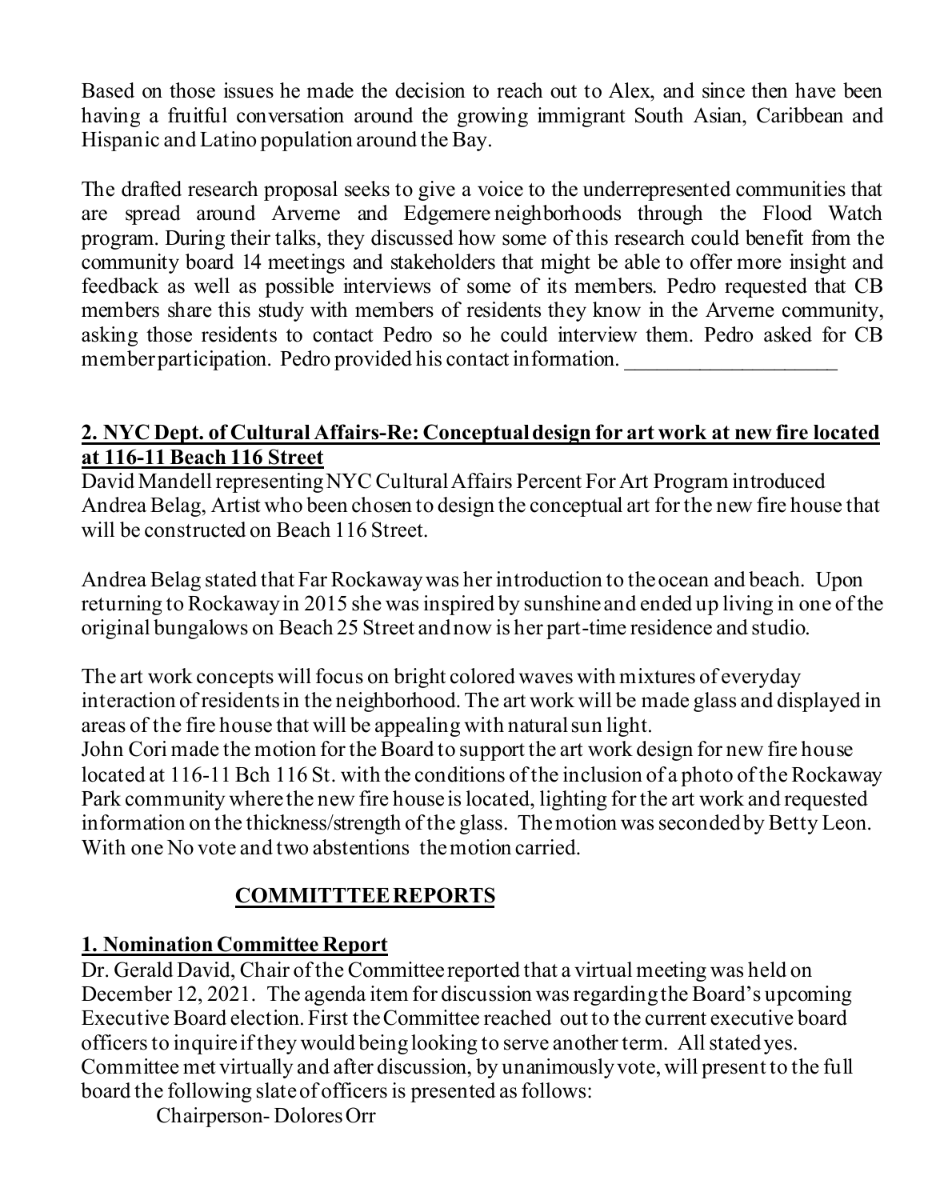Based on those issues he made the decision to reach out to Alex, and since then have been having a fruitful conversation around the growing immigrant South Asian, Caribbean and Hispanic and Latino population around the Bay.

The drafted research proposal seeks to give a voice to the underrepresented communities that are spread around Arverne and Edgemere neighborhoods through the Flood Watch program. During their talks, they discussed how some of this research could benefit from the community board 14 meetings and stakeholders that might be able to offer more insight and feedback as well as possible interviews of some of its members. Pedro requested that CB members share this study with members of residents they know in the Arverne community, asking those residents to contact Pedro so he could interview them. Pedro asked for CB member participation. Pedro provided his contact information. ____________________

**<u>2. NYC Dept. of Cultural Affairs-Re: Conceptual design for art work at new fire located at 116-11 Beach 116 Street</u>**

David Mandell representing NYC Cultural Affairs Percent For Art Program introduced Andrea Belag, Artist who been chosen to design the conceptual art for the new fire house that will be constructed on Beach 116 Street.

Andrea Belag stated that Far Rockaway was her introduction to the ocean and beach. Upon returning to Rockaway in 2015 she was inspired by sunshine and ended up living in one of the original bungalows on Beach 25 Street and now is her part-time residence and studio.

The art work concepts will focus on bright colored waves with mixtures of everyday interaction of residents in the neighborhood. The art work will be made glass and displayed in areas of the fire house that will be appealing with natural sun light.
John Cori made the motion for the Board to support the art work design for new fire house located at 116-11 Bch 116 St. with the conditions of the inclusion of a photo of the Rockaway Park community where the new fire house is located, lighting for the art work and requested information on the thickness/strength of the glass. The motion was seconded by Betty Leon. With one No vote and two abstentions the motion carried.

## <u>COMMITTTEE REPORTS</u>

**<u>1. Nomination Committee Report</u>**

Dr. Gerald David, Chair of the Committee reported that a virtual meeting was held on December 12, 2021. The agenda item for discussion was regarding the Board's upcoming Executive Board election. First the Committee reached out to the current executive board officers to inquire if they would being looking to serve another term. All stated yes. Committee met virtually and after discussion, by unanimously vote, will present to the full board the following slate of officers is presented as follows:

Chairperson- Dolores Orr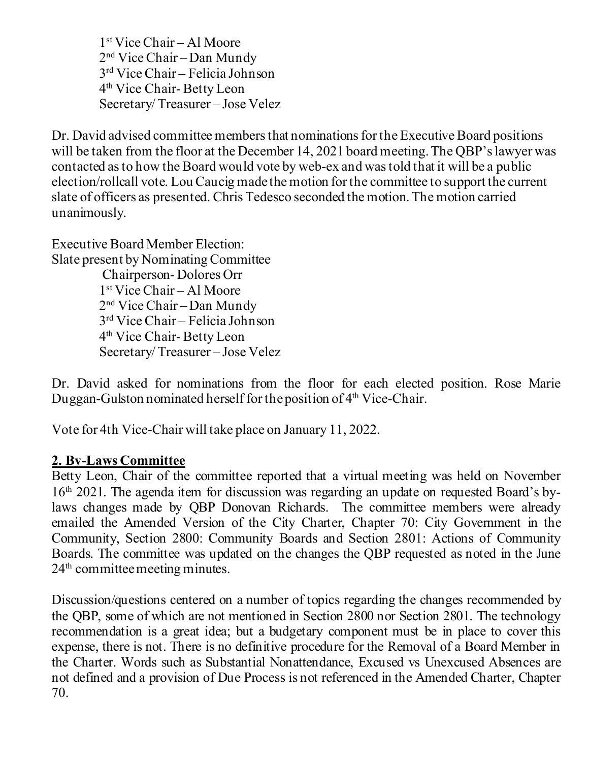1st Vice Chair – Al Moore
2nd Vice Chair – Dan Mundy
3rd Vice Chair – Felicia Johnson
4th Vice Chair- Betty Leon
Secretary/ Treasurer – Jose Velez

Dr. David advised committee members that nominations for the Executive Board positions will be taken from the floor at the December 14, 2021 board meeting. The QBP's lawyer was contacted as to how the Board would vote by web-ex and was told that it will be a public election/rollcall vote. Lou Caucig made the motion for the committee to support the current slate of officers as presented. Chris Tedesco seconded the motion. The motion carried unanimously.

Executive Board Member Election:
Slate present by Nominating Committee
Chairperson- Dolores Orr
1st Vice Chair – Al Moore
2nd Vice Chair – Dan Mundy
3rd Vice Chair – Felicia Johnson
4th Vice Chair- Betty Leon
Secretary/ Treasurer – Jose Velez

Dr. David asked for nominations from the floor for each elected position. Rose Marie Duggan-Gulston nominated herself for the position of 4th Vice-Chair.

Vote for 4th Vice-Chair will take place on January 11, 2022.

## 2. By-Laws Committee

Betty Leon, Chair of the committee reported that a virtual meeting was held on November 16th 2021. The agenda item for discussion was regarding an update on requested Board's by-laws changes made by QBP Donovan Richards. The committee members were already emailed the Amended Version of the City Charter, Chapter 70: City Government in the Community, Section 2800: Community Boards and Section 2801: Actions of Community Boards. The committee was updated on the changes the QBP requested as noted in the June 24th committee meeting minutes.

Discussion/questions centered on a number of topics regarding the changes recommended by the QBP, some of which are not mentioned in Section 2800 nor Section 2801. The technology recommendation is a great idea; but a budgetary component must be in place to cover this expense, there is not. There is no definitive procedure for the Removal of a Board Member in the Charter. Words such as Substantial Nonattendance, Excused vs Unexcused Absences are not defined and a provision of Due Process is not referenced in the Amended Charter, Chapter 70.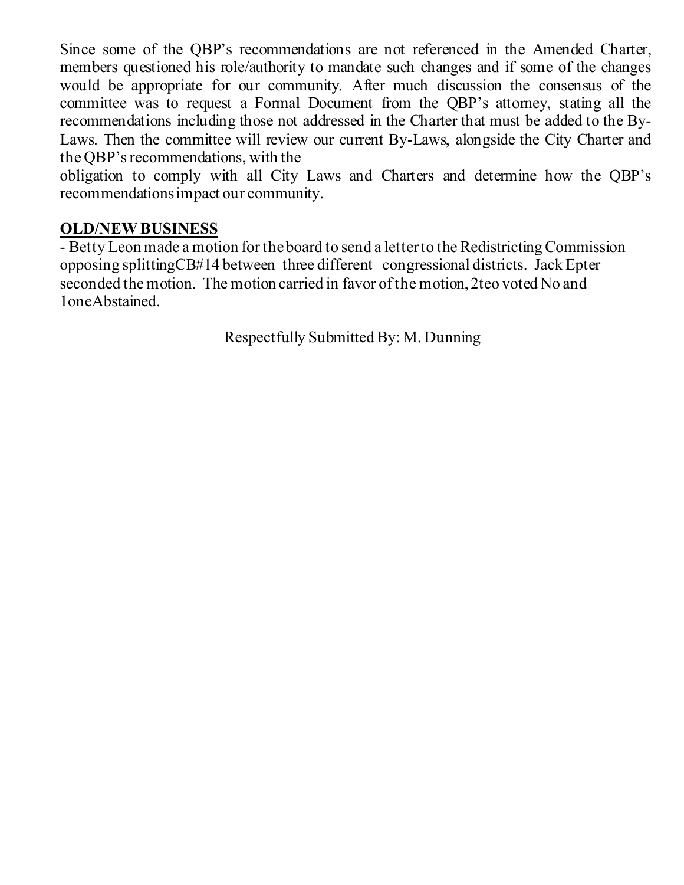Since some of the QBP's recommendations are not referenced in the Amended Charter, members questioned his role/authority to mandate such changes and if some of the changes would be appropriate for our community. After much discussion the consensus of the committee was to request a Formal Document from the QBP's attorney, stating all the recommendations including those not addressed in the Charter that must be added to the By-Laws. Then the committee will review our current By-Laws, alongside the City Charter and the QBP's recommendations, with the
obligation to comply with all City Laws and Charters and determine how the QBP's recommendations impact our community.

**OLD/NEW BUSINESS**

- Betty Leon made a motion for the board to send a letter to the Redistricting Commission opposing splittingCB#14 between three different congressional districts. Jack Epter seconded the motion. The motion carried in favor of the motion, 2teo voted No and 1oneAbstained.

Respectfully Submitted By: M. Dunning